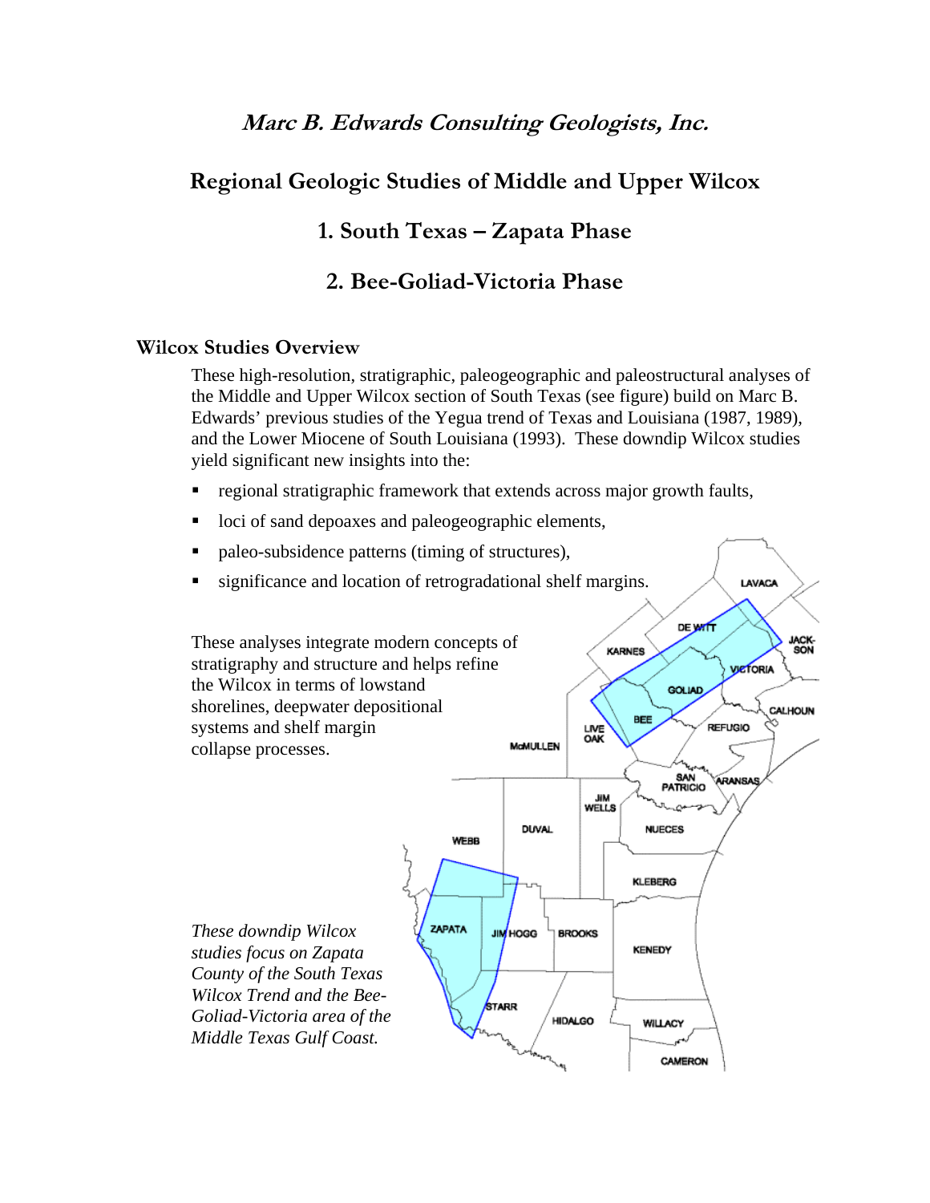# *Marc B. Edwards Consulting Geologists, Inc.*

## Regional Geologic Studies of Middle and Upper Wilcox

## 1. South Texas – Zapata Phase

## 2. Bee-Goliad-Victoria Phase

### Wilcox Studies Overview

These high-resolution, stratigraphic, paleogeographic and paleostructural analyses of the Middle and Upper Wilcox section of South Texas (see figure) build on Marc B. Edwards' previous studies of the Yegua trend of Texas and Louisiana (1987, 1989), and the Lower Miocene of South Louisiana (1993). These downdip Wilcox studies yield significant new insights into the:

- regional stratigraphic framework that extends across major growth faults,
- loci of sand depoaxes and paleogeographic elements,
- paleo-subsidence patterns (timing of structures),
- significance and location of retrogradational shelf margins.

These analyses integrate modern concepts of stratigraphy and structure and helps refine the Wilcox in terms of lowstand shorelines, deepwater depositional systems and shelf margin collapse processes.

*These downdip Wilcox studies focus on Zapata County of the South Texas Wilcox Trend and the Bee-Goliad-Victoria area of the Middle Texas Gulf Coast.*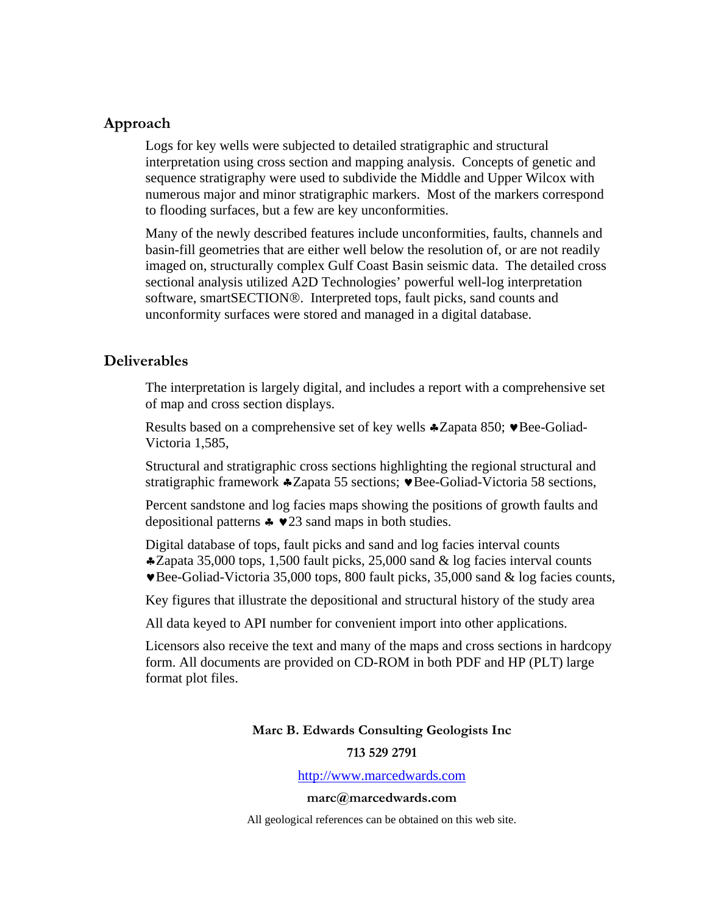## Approach

Logs for key wells were subjected to detailed stratigraphic and structural interpretation using cross section and mapping analysis. Concepts of genetic and sequence stratigraphy were used to subdivide the Middle and Upper Wilcox with numerous major and minor stratigraphic markers. Most of the markers correspond to flooding surfaces, but a few are key unconformities.

Many of the newly described features include unconformities, faults, channels and basin-fill geometries that are either well below the resolution of, or are not readily imaged on, structurally complex Gulf Coast Basin seismic data. The detailed cross sectional analysis utilized A2D Technologies' powerful well-log interpretation software, smartSECTION®. Interpreted tops, fault picks, sand counts and unconformity surfaces were stored and managed in a digital database.

## Deliverables

The interpretation is largely digital, and includes a report with a comprehensive set of map and cross section displays.

Results based on a comprehensive set of key wells ♣Zapata 850; ♥Bee-Goliad-Victoria 1,585,

Structural and stratigraphic cross sections highlighting the regional structural and stratigraphic framework ♣Zapata 55 sections; ♥Bee-Goliad-Victoria 58 sections,

Percent sandstone and log facies maps showing the positions of growth faults and depositional patterns ♣ ♥23 sand maps in both studies.

Digital database of tops, fault picks and sand and log facies interval counts
♣Zapata 35,000 tops, 1,500 fault picks, 25,000 sand & log facies interval counts
♥Bee-Goliad-Victoria 35,000 tops, 800 fault picks, 35,000 sand & log facies counts,

Key figures that illustrate the depositional and structural history of the study area

All data keyed to API number for convenient import into other applications.

Licensors also receive the text and many of the maps and cross sections in hardcopy form. All documents are provided on CD-ROM in both PDF and HP (PLT) large format plot files.

**Marc B. Edwards Consulting Geologists Inc**

**713 529 2791**

http://www.marcedwards.com

**marc@marcedwards.com**

All geological references can be obtained on this web site.